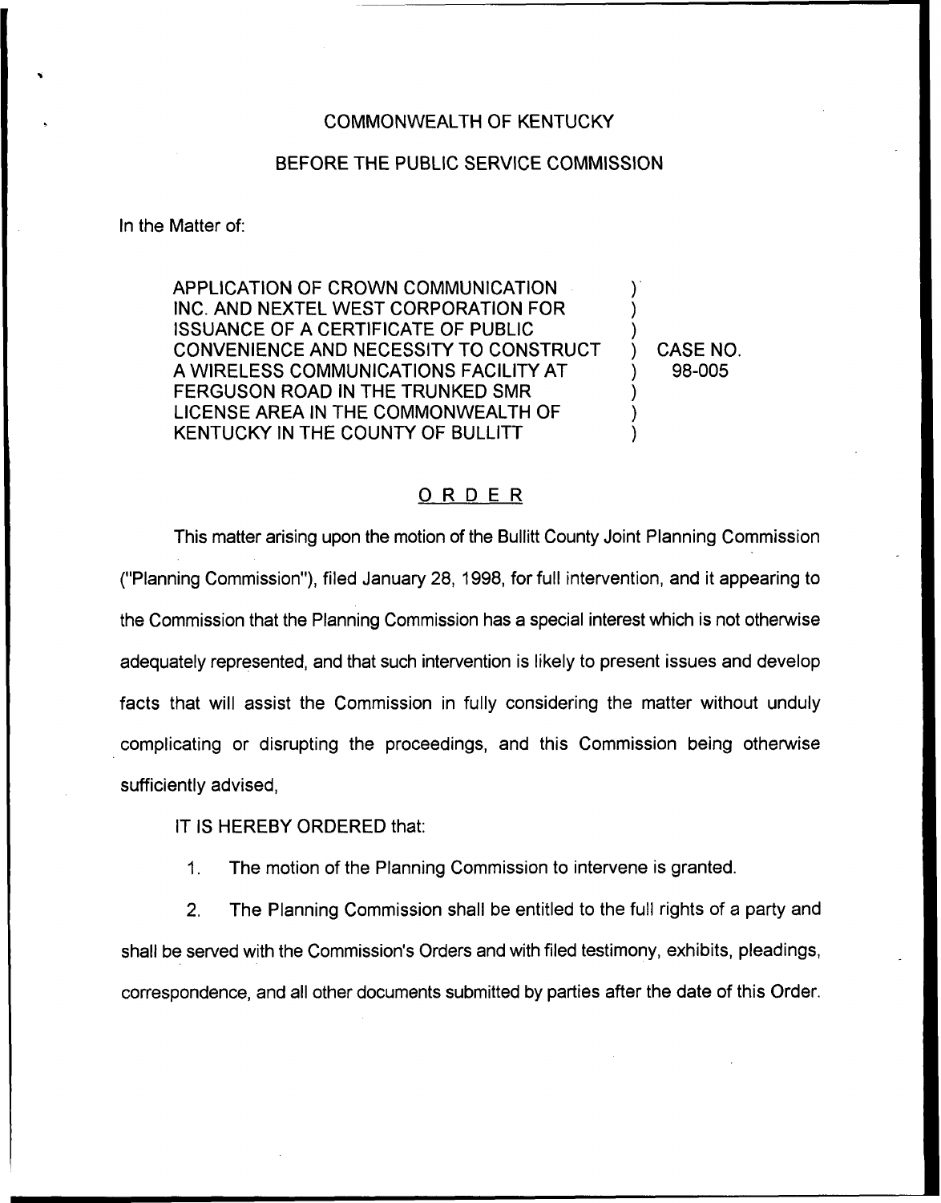COMMONWEALTH OF KENTUCKY

BEFORE THE PUBLIC SERVICE COMMISSION

In the Matter of:

| | |
|---|---|
| APPLICATION OF CROWN COMMUNICATION INC. AND NEXTEL WEST CORPORATION FOR ISSUANCE OF A CERTIFICATE OF PUBLIC CONVENIENCE AND NECESSITY TO CONSTRUCT A WIRELESS COMMUNICATIONS FACILITY AT FERGUSON ROAD IN THE TRUNKED SMR LICENSE AREA IN THE COMMONWEALTH OF KENTUCKY IN THE COUNTY OF BULLITT | ) CASE NO. 98-005 |

## ORDER

This matter arising upon the motion of the Bullitt County Joint Planning Commission ("Planning Commission"), filed January 28, 1998, for full intervention, and it appearing to the Commission that the Planning Commission has a special interest which is not otherwise adequately represented, and that such intervention is likely to present issues and develop facts that will assist the Commission in fully considering the matter without unduly complicating or disrupting the proceedings, and this Commission being otherwise sufficiently advised,

IT IS HEREBY ORDERED that:

1. The motion of the Planning Commission to intervene is granted.

2. The Planning Commission shall be entitled to the full rights of a party and shall be served with the Commission's Orders and with filed testimony, exhibits, pleadings, correspondence, and all other documents submitted by parties after the date of this Order.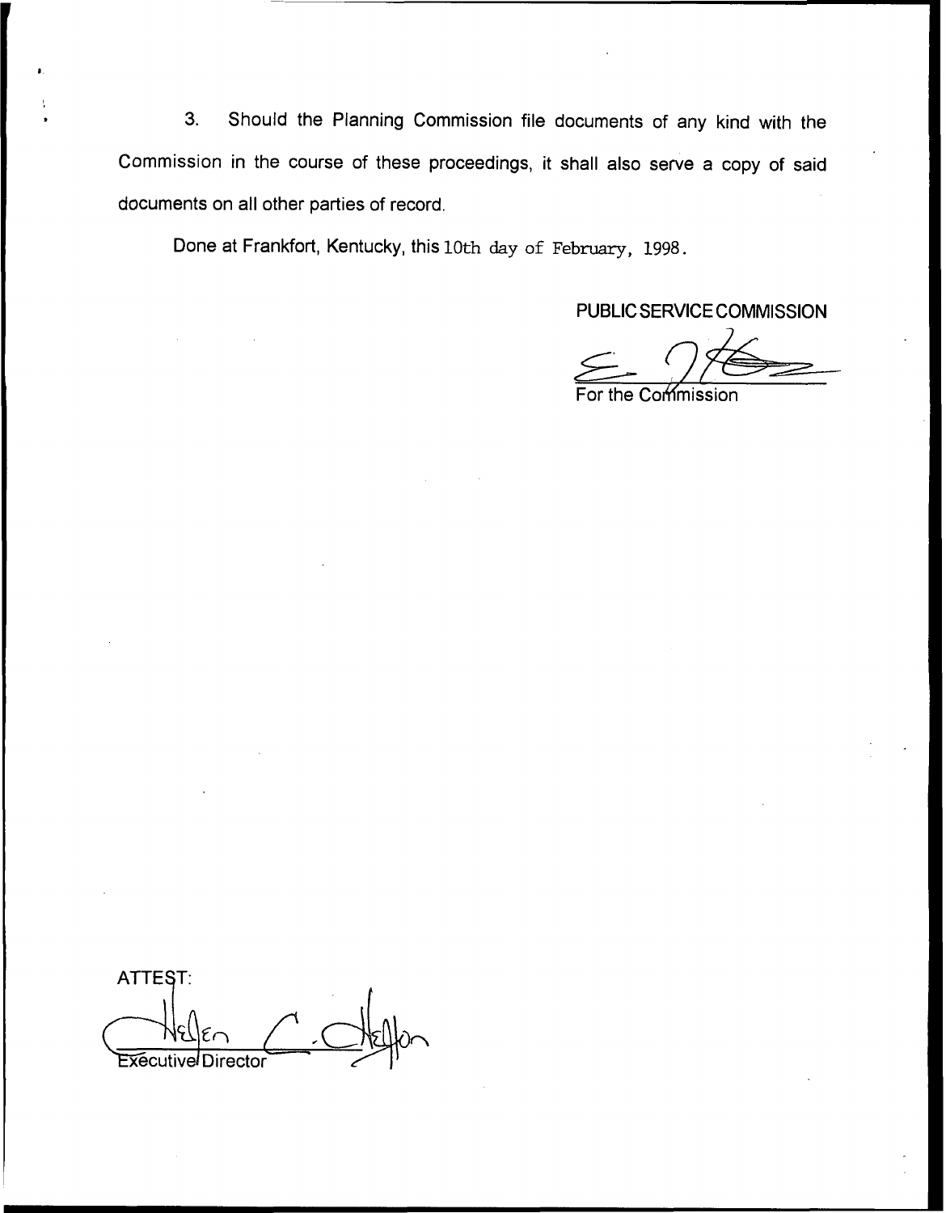3. Should the Planning Commission file documents of any kind with the Commission in the course of these proceedings, it shall also serve a copy of said documents on all other parties of record.

Done at Frankfort, Kentucky, this 10th day of February, 1998.

PUBLIC SERVICE COMMISSION

For the Commission

ATTEST:

Executive Director